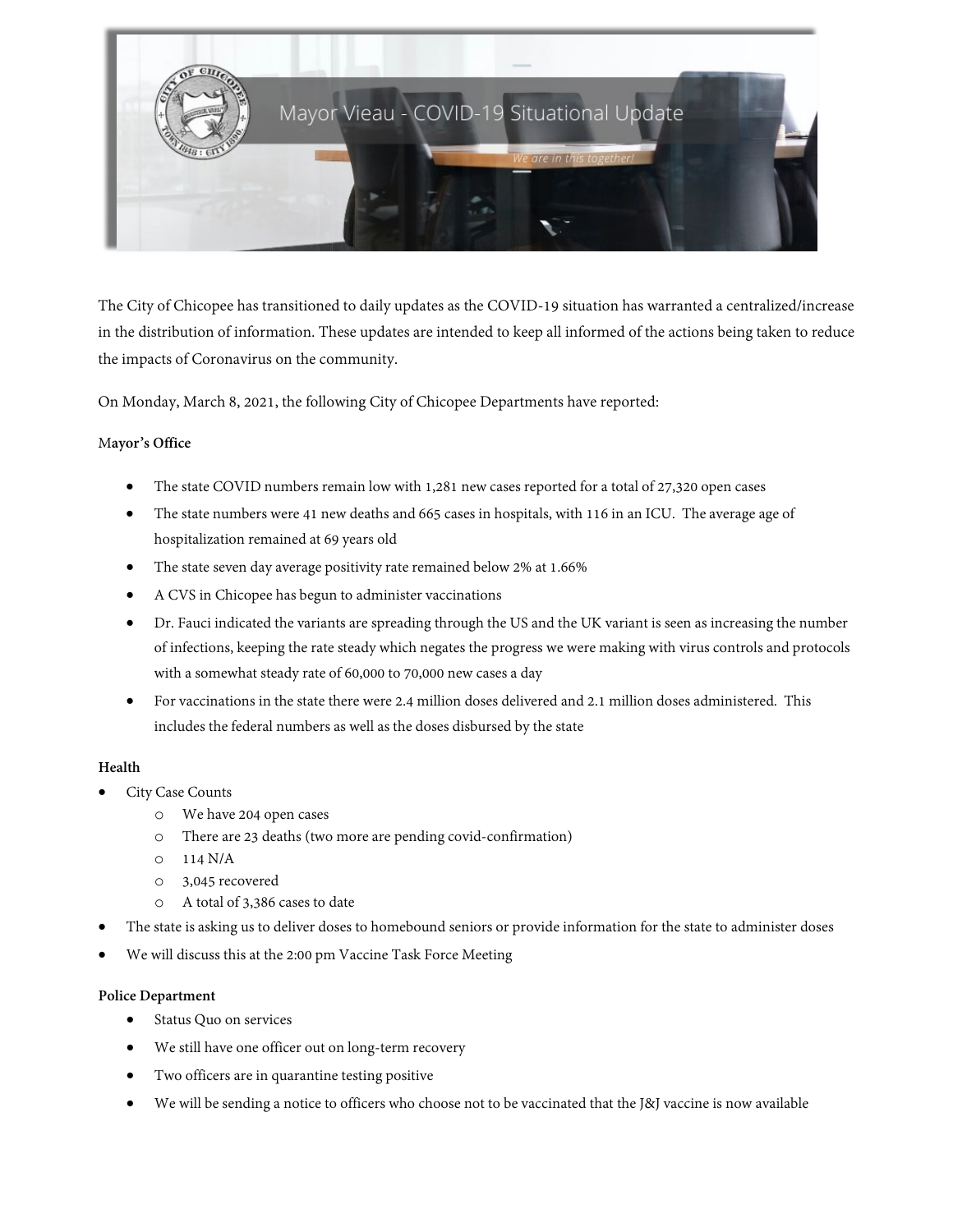# Mayor Vieau - COVID-19 Situational Update

*We are in this together!*

The City of Chicopee has transitioned to daily updates as the COVID-19 situation has warranted a centralized/increase in the distribution of information. These updates are intended to keep all informed of the actions being taken to reduce the impacts of Coronavirus on the community.

On Monday, March 8, 2021, the following City of Chicopee Departments have reported:

**Mayor's Office**

- The state COVID numbers remain low with 1,281 new cases reported for a total of 27,320 open cases
- The state numbers were 41 new deaths and 665 cases in hospitals, with 116 in an ICU. The average age of hospitalization remained at 69 years old
- The state seven day average positivity rate remained below 2% at 1.66%
- A CVS in Chicopee has begun to administer vaccinations
- Dr. Fauci indicated the variants are spreading through the US and the UK variant is seen as increasing the number of infections, keeping the rate steady which negates the progress we were making with virus controls and protocols with a somewhat steady rate of 60,000 to 70,000 new cases a day
- For vaccinations in the state there were 2.4 million doses delivered and 2.1 million doses administered. This includes the federal numbers as well as the doses disbursed by the state

**Health**

- City Case Counts
  - We have 204 open cases
  - There are 23 deaths (two more are pending covid-confirmation)
  - 114 N/A
  - 3,045 recovered
  - A total of 3,386 cases to date
- The state is asking us to deliver doses to homebound seniors or provide information for the state to administer doses
- We will discuss this at the 2:00 pm Vaccine Task Force Meeting

**Police Department**

- Status Quo on services
- We still have one officer out on long-term recovery
- Two officers are in quarantine testing positive
- We will be sending a notice to officers who choose not to be vaccinated that the J&J vaccine is now available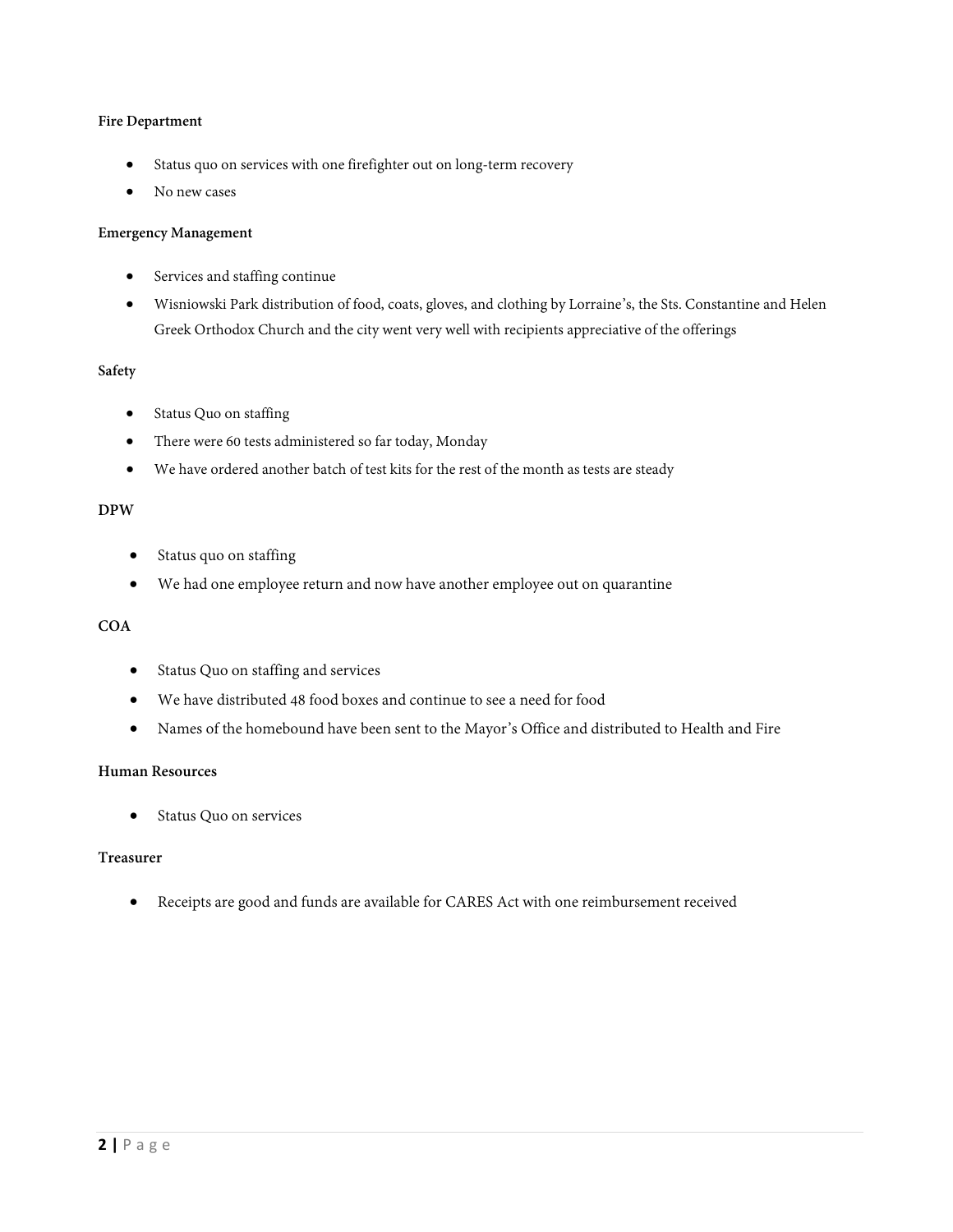**Fire Department**

- Status quo on services with one firefighter out on long-term recovery
- No new cases

**Emergency Management**

- Services and staffing continue
- Wisniowski Park distribution of food, coats, gloves, and clothing by Lorraine's, the Sts. Constantine and Helen Greek Orthodox Church and the city went very well with recipients appreciative of the offerings

**Safety**

- Status Quo on staffing
- There were 60 tests administered so far today, Monday
- We have ordered another batch of test kits for the rest of the month as tests are steady

**DPW**

- Status quo on staffing
- We had one employee return and now have another employee out on quarantine

**COA**

- Status Quo on staffing and services
- We have distributed 48 food boxes and continue to see a need for food
- Names of the homebound have been sent to the Mayor's Office and distributed to Health and Fire

**Human Resources**

- Status Quo on services

**Treasurer**

- Receipts are good and funds are available for CARES Act with one reimbursement received